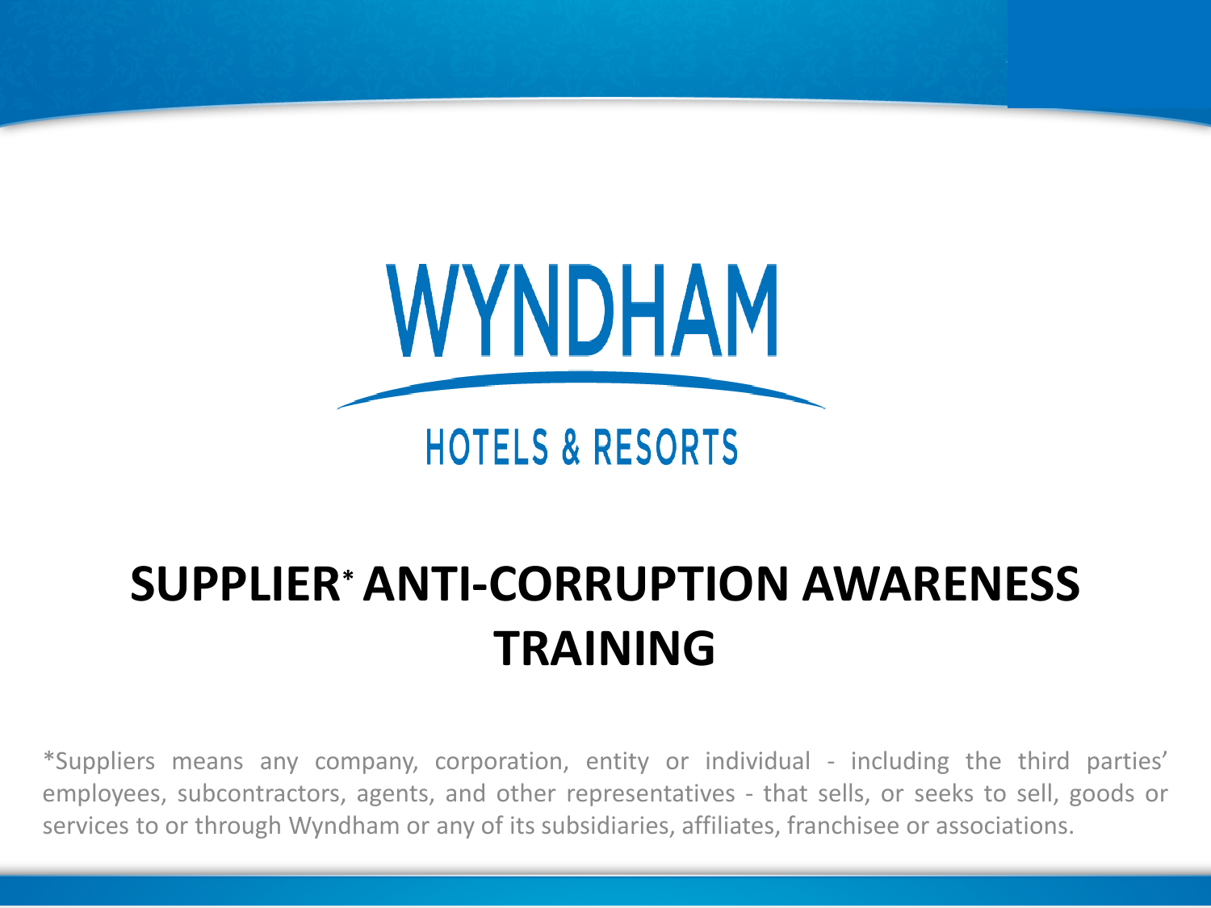WYNDHAM

HOTELS & RESORTS

# SUPPLIER* ANTI-CORRUPTION AWARENESS TRAINING

*Suppliers means any company, corporation, entity or individual - including the third parties' employees, subcontractors, agents, and other representatives - that sells, or seeks to sell, goods or services to or through Wyndham or any of its subsidiaries, affiliates, franchisee or associations.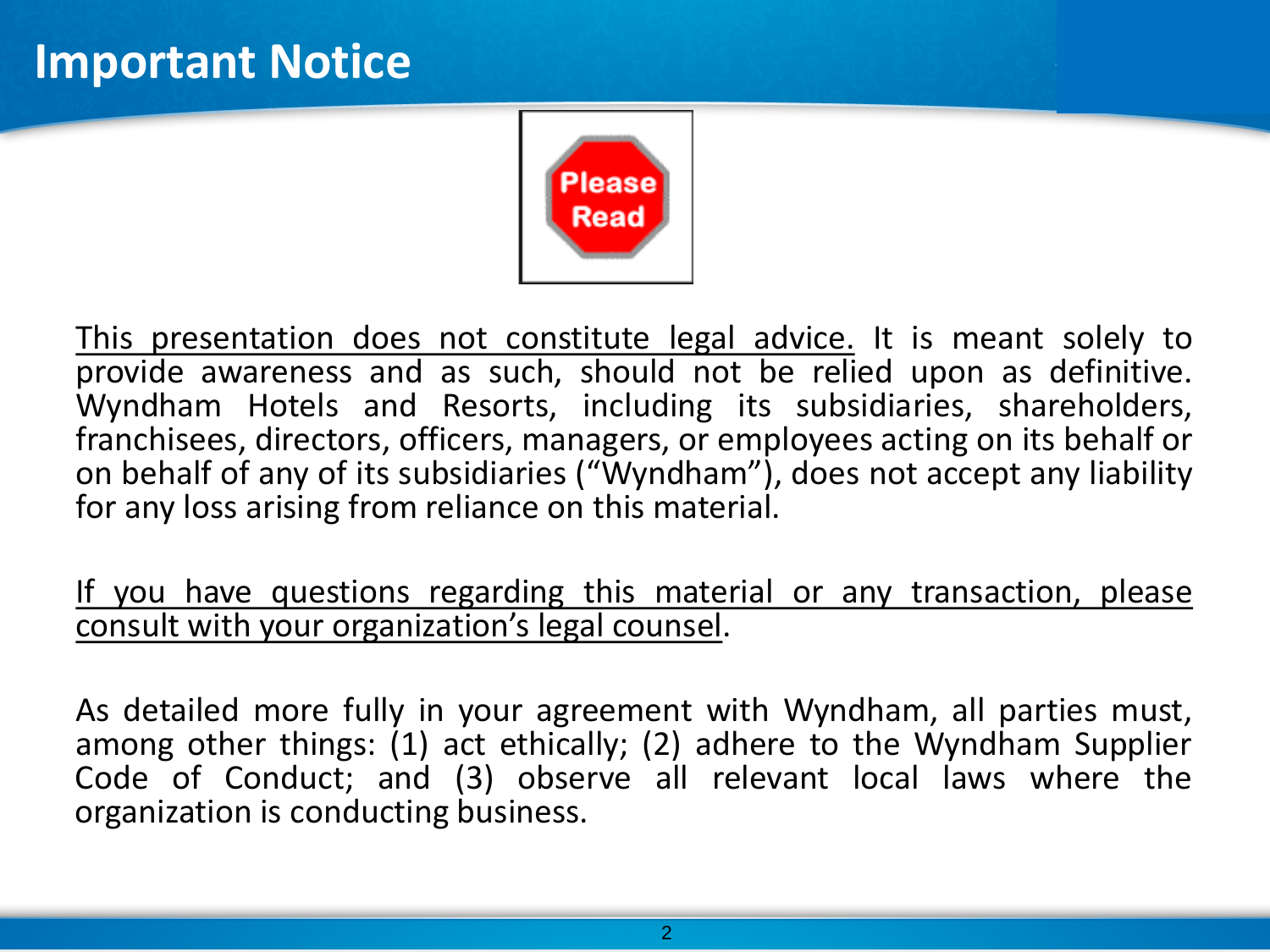# Important Notice

Please Read

<u>This presentation does not constitute legal advice.</u> It is meant solely to provide awareness and as such, should not be relied upon as definitive. Wyndham Hotels and Resorts, including its subsidiaries, shareholders, franchisees, directors, officers, managers, or employees acting on its behalf or on behalf of any of its subsidiaries ("Wyndham"), does not accept any liability for any loss arising from reliance on this material.

<u>If you have questions regarding this material or any transaction, please consult with your organization's legal counsel</u>.

As detailed more fully in your agreement with Wyndham, all parties must, among other things: (1) act ethically; (2) adhere to the Wyndham Supplier Code of Conduct; and (3) observe all relevant local laws where the organization is conducting business.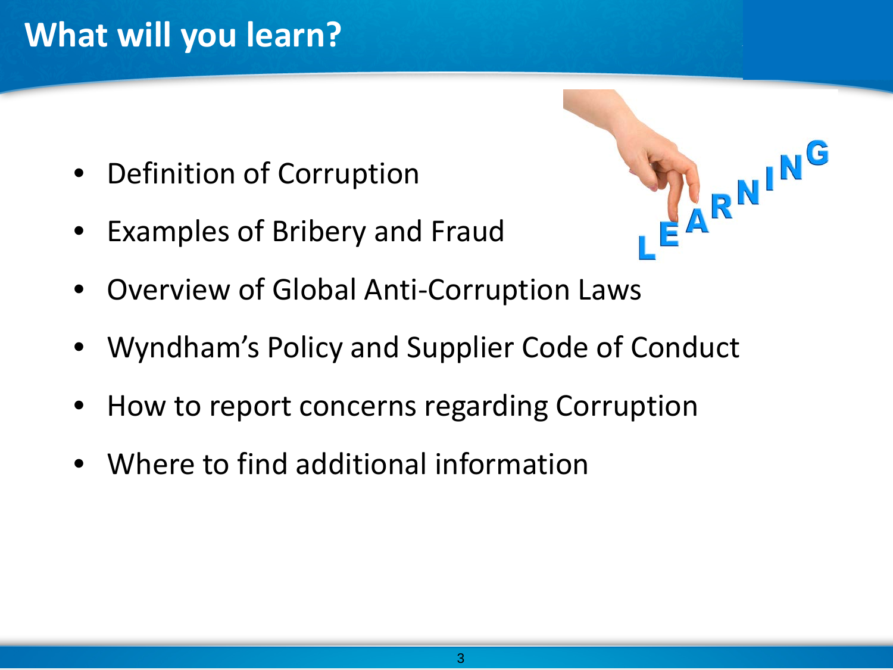# What will you learn?

- Definition of Corruption
- Examples of Bribery and Fraud
- Overview of Global Anti-Corruption Laws
- Wyndham's Policy and Supplier Code of Conduct
- How to report concerns regarding Corruption
- Where to find additional information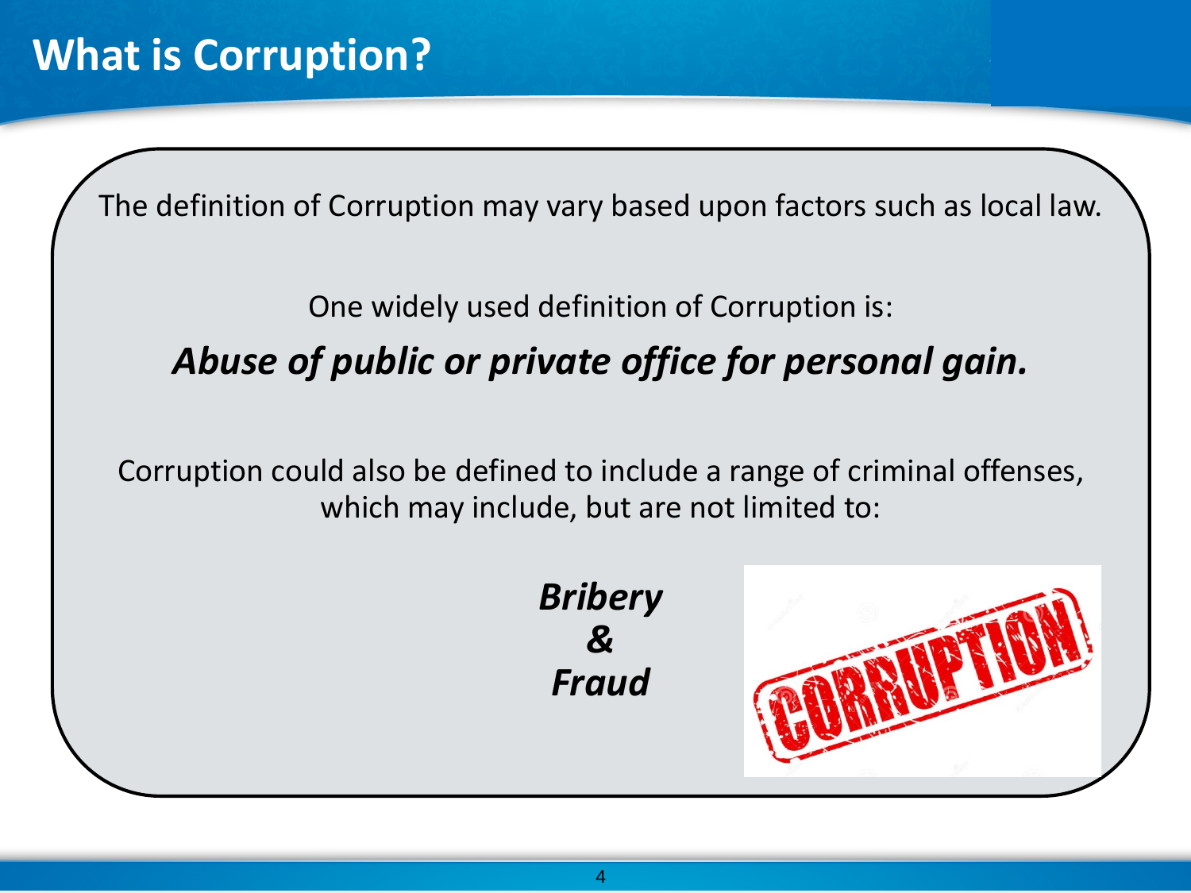# What is Corruption?

The definition of Corruption may vary based upon factors such as local law.

One widely used definition of Corruption is:

***Abuse of public or private office for personal gain.***

Corruption could also be defined to include a range of criminal offenses, which may include, but are not limited to:

***Bribery***
***&***
***Fraud***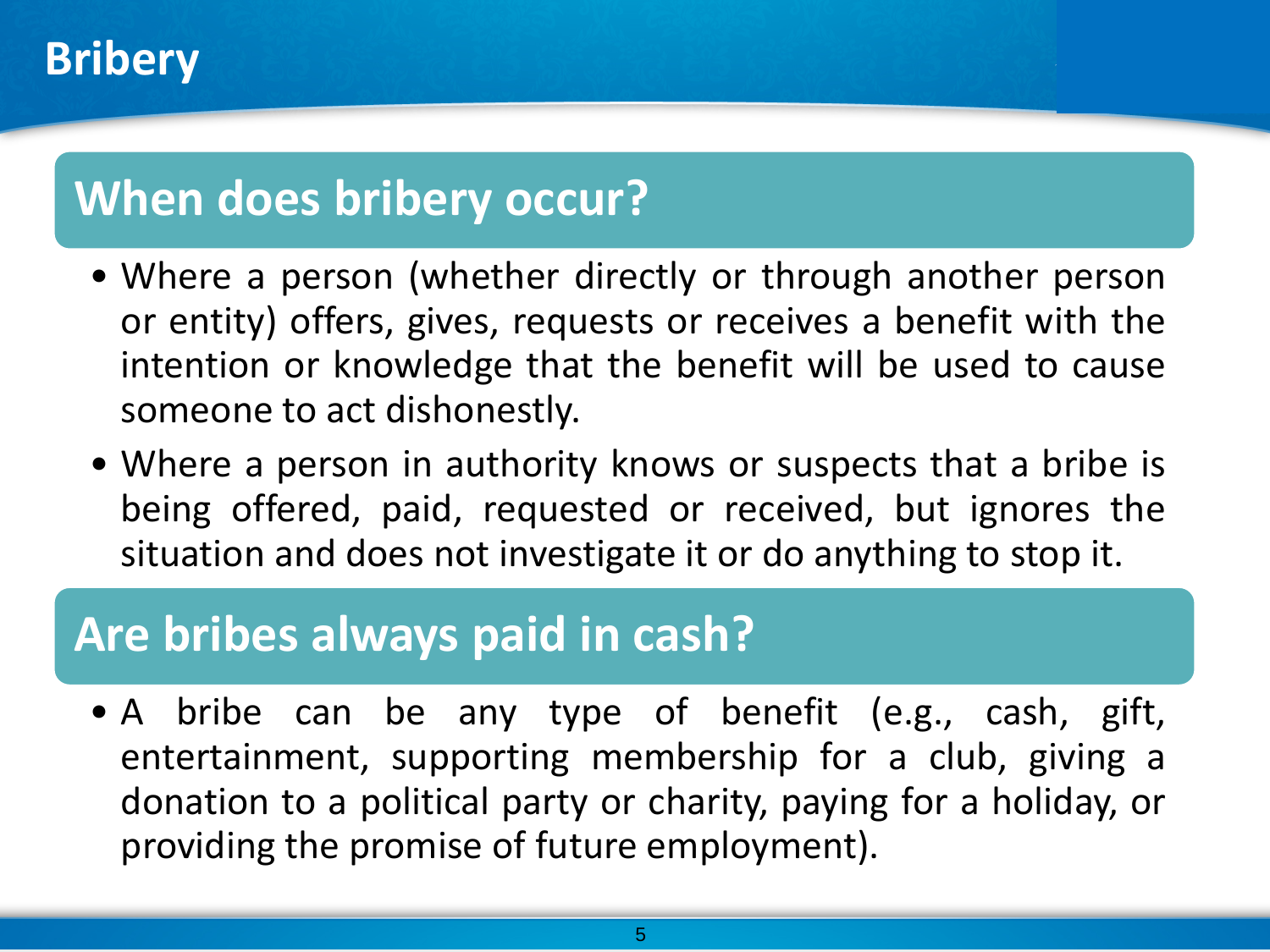# Bribery

## When does bribery occur?

- Where a person (whether directly or through another person or entity) offers, gives, requests or receives a benefit with the intention or knowledge that the benefit will be used to cause someone to act dishonestly.
- Where a person in authority knows or suspects that a bribe is being offered, paid, requested or received, but ignores the situation and does not investigate it or do anything to stop it.

## Are bribes always paid in cash?

- A bribe can be any type of benefit (e.g., cash, gift, entertainment, supporting membership for a club, giving a donation to a political party or charity, paying for a holiday, or providing the promise of future employment).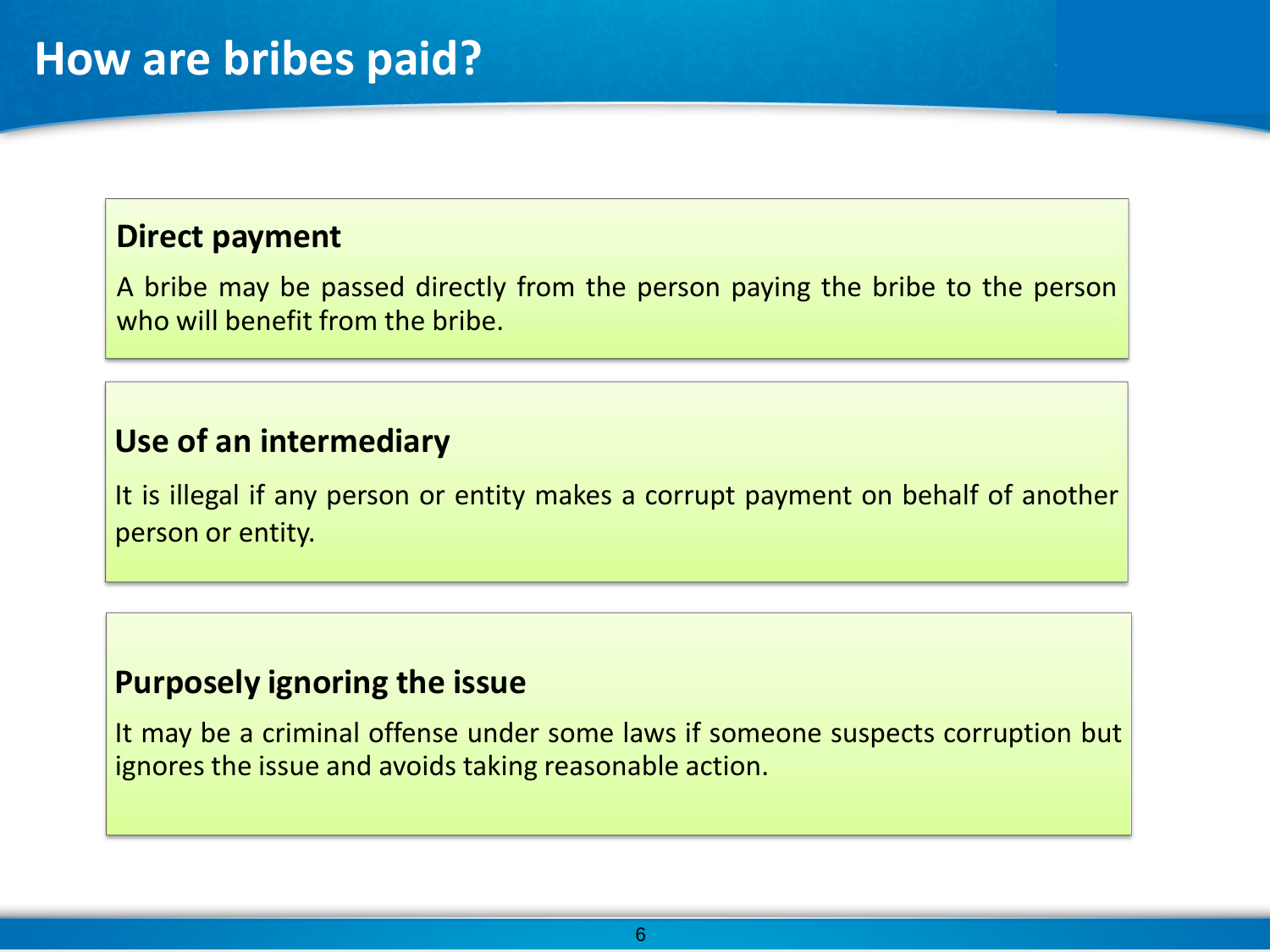# How are bribes paid?

## Direct payment

A bribe may be passed directly from the person paying the bribe to the person who will benefit from the bribe.

## Use of an intermediary

It is illegal if any person or entity makes a corrupt payment on behalf of another person or entity.

## Purposely ignoring the issue

It may be a criminal offense under some laws if someone suspects corruption but ignores the issue and avoids taking reasonable action.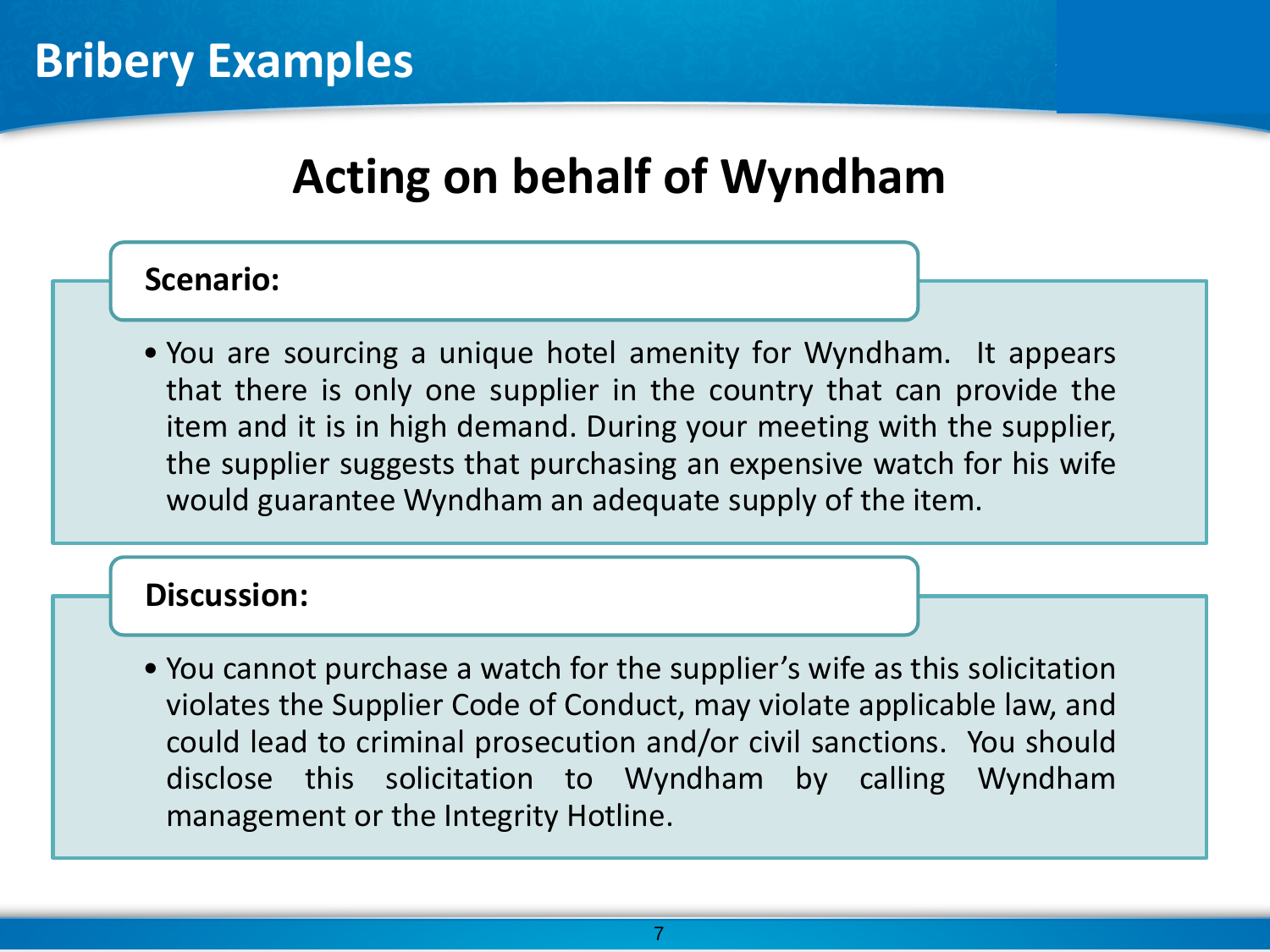# Bribery Examples

## Acting on behalf of Wyndham

**Scenario:**

- You are sourcing a unique hotel amenity for Wyndham. It appears that there is only one supplier in the country that can provide the item and it is in high demand. During your meeting with the supplier, the supplier suggests that purchasing an expensive watch for his wife would guarantee Wyndham an adequate supply of the item.

**Discussion:**

- You cannot purchase a watch for the supplier's wife as this solicitation violates the Supplier Code of Conduct, may violate applicable law, and could lead to criminal prosecution and/or civil sanctions. You should disclose this solicitation to Wyndham by calling Wyndham management or the Integrity Hotline.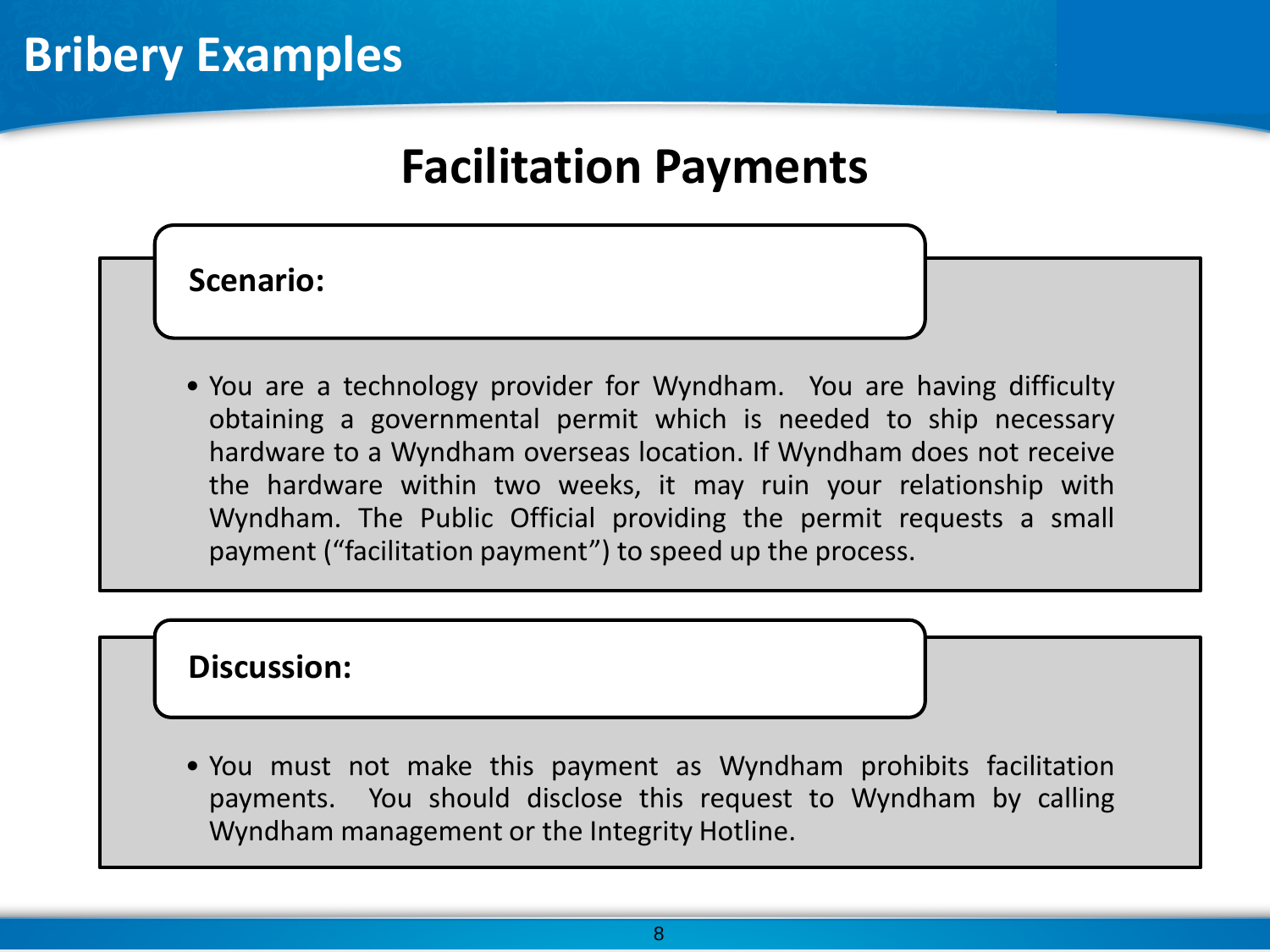# Bribery Examples

## Facilitation Payments

**Scenario:**

- You are a technology provider for Wyndham. You are having difficulty obtaining a governmental permit which is needed to ship necessary hardware to a Wyndham overseas location. If Wyndham does not receive the hardware within two weeks, it may ruin your relationship with Wyndham. The Public Official providing the permit requests a small payment ("facilitation payment") to speed up the process.

**Discussion:**

- You must not make this payment as Wyndham prohibits facilitation payments. You should disclose this request to Wyndham by calling Wyndham management or the Integrity Hotline.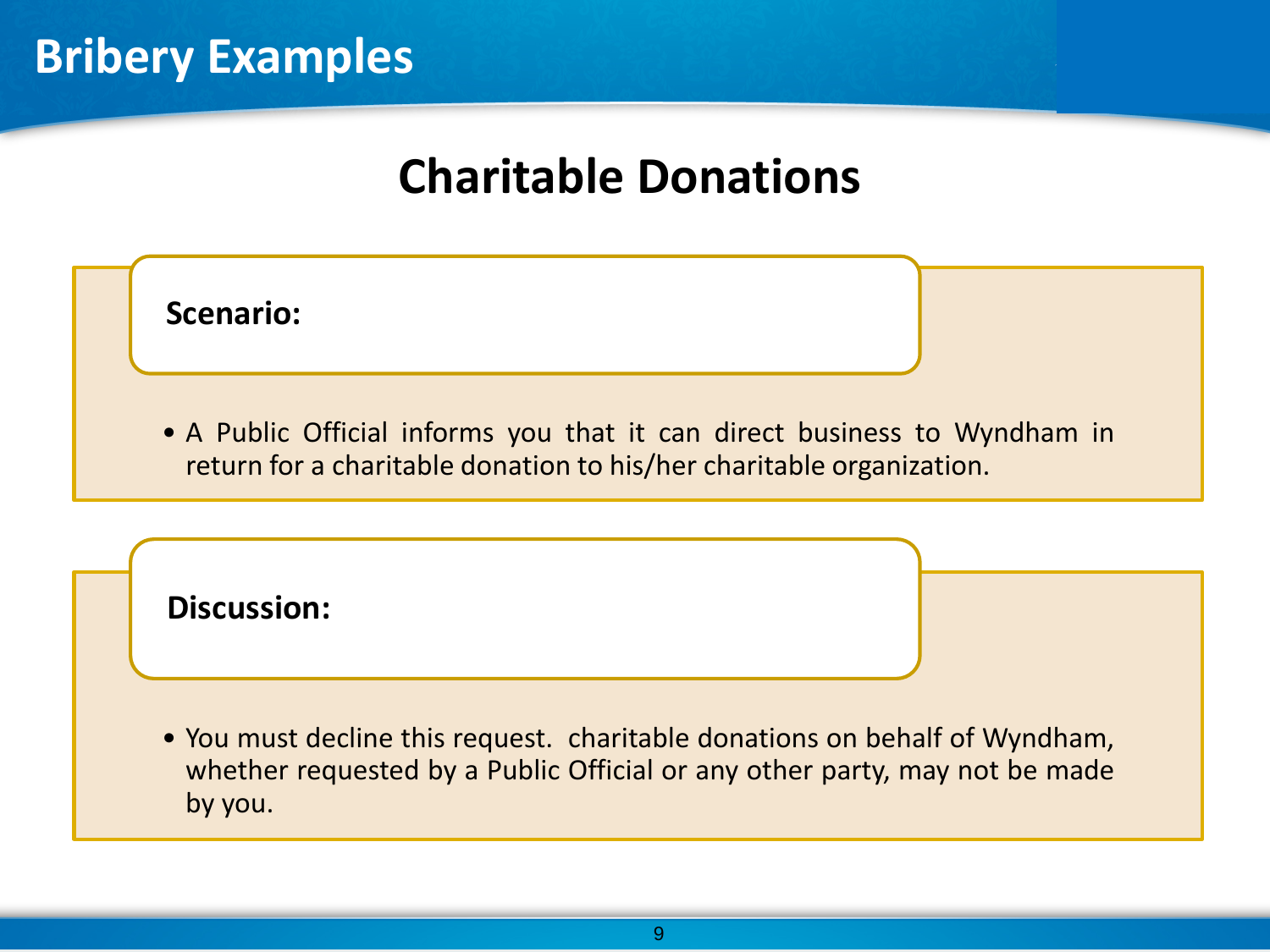# Bribery Examples

## Charitable Donations

**Scenario:**

- A Public Official informs you that it can direct business to Wyndham in return for a charitable donation to his/her charitable organization.

**Discussion:**

- You must decline this request. charitable donations on behalf of Wyndham, whether requested by a Public Official or any other party, may not be made by you.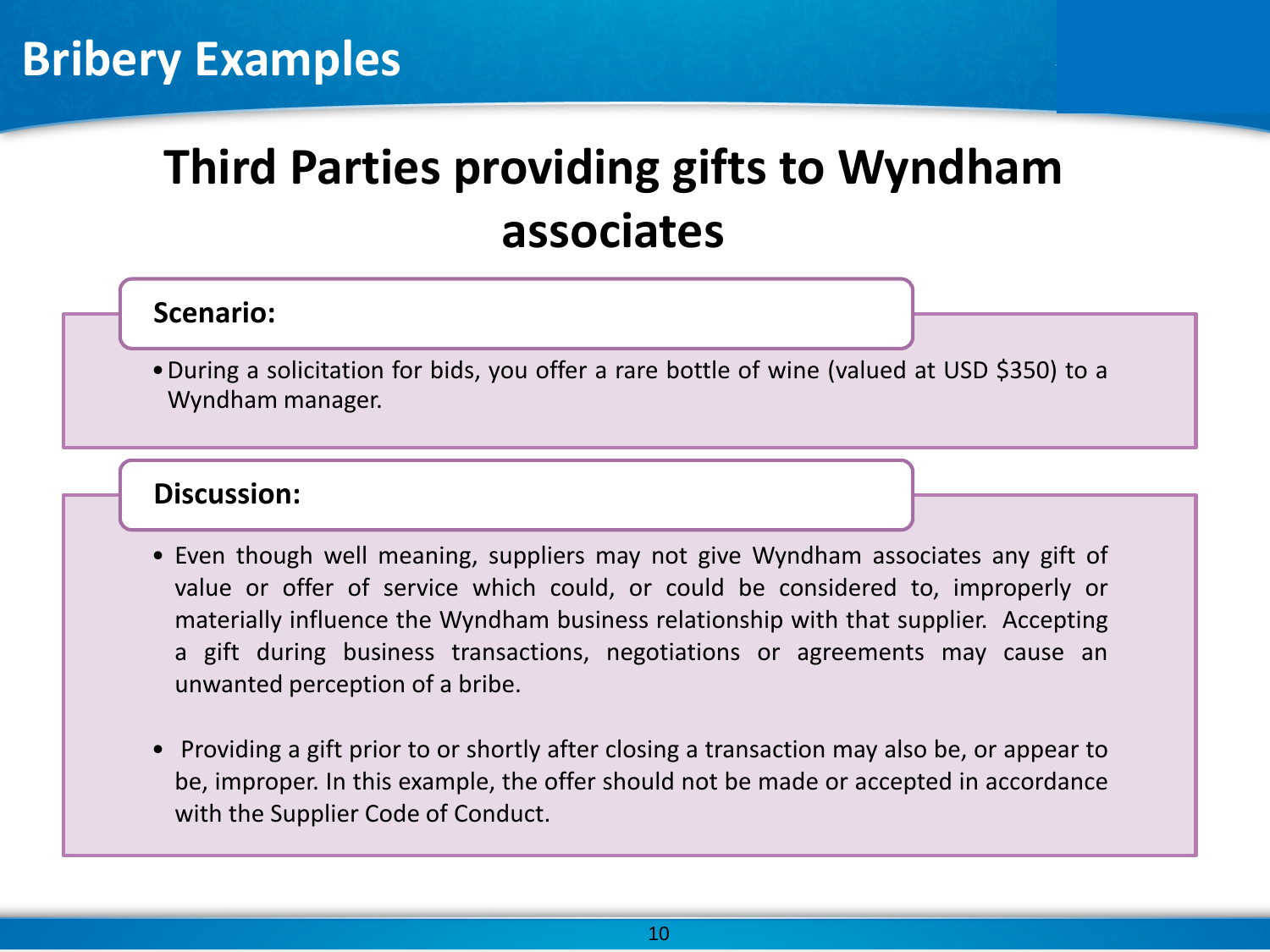# Bribery Examples

## Third Parties providing gifts to Wyndham associates

**Scenario:**

- During a solicitation for bids, you offer a rare bottle of wine (valued at USD $350) to a Wyndham manager.

**Discussion:**

- Even though well meaning, suppliers may not give Wyndham associates any gift of value or offer of service which could, or could be considered to, improperly or materially influence the Wyndham business relationship with that supplier. Accepting a gift during business transactions, negotiations or agreements may cause an unwanted perception of a bribe.

- Providing a gift prior to or shortly after closing a transaction may also be, or appear to be, improper. In this example, the offer should not be made or accepted in accordance with the Supplier Code of Conduct.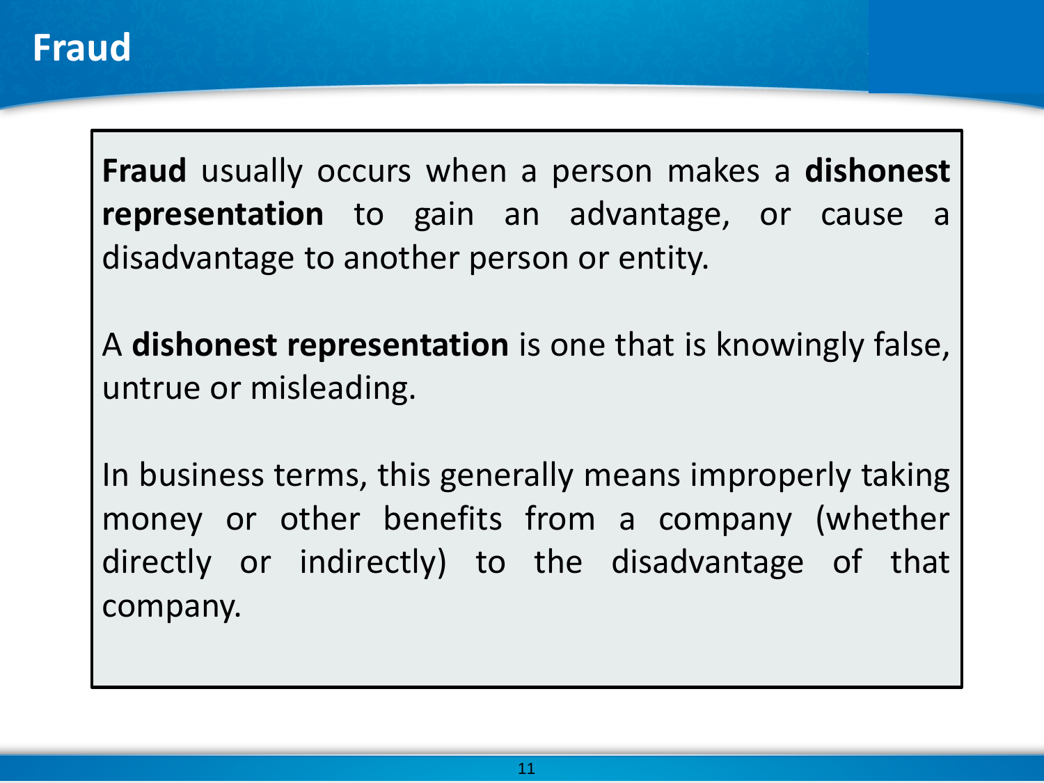# Fraud

**Fraud** usually occurs when a person makes a **dishonest representation** to gain an advantage, or cause a disadvantage to another person or entity.

A **dishonest representation** is one that is knowingly false, untrue or misleading.

In business terms, this generally means improperly taking money or other benefits from a company (whether directly or indirectly) to the disadvantage of that company.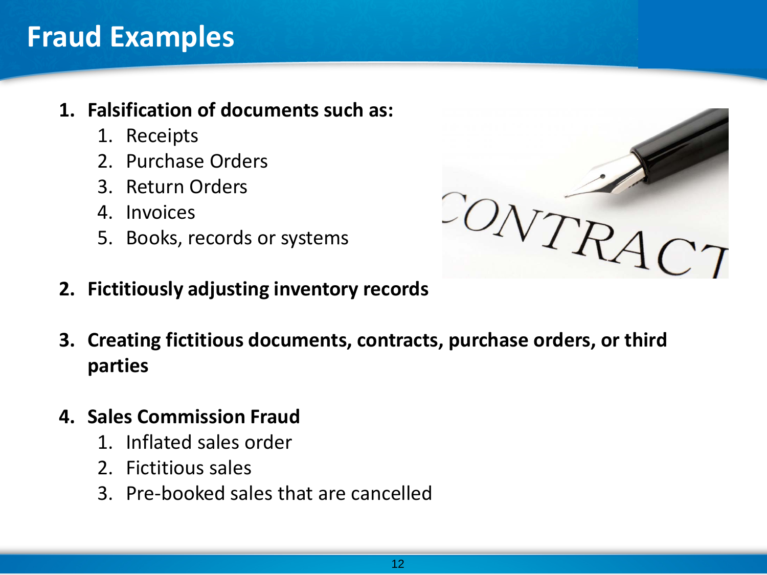# Fraud Examples

1. **Falsification of documents such as:**
   1. Receipts
   2. Purchase Orders
   3. Return Orders
   4. Invoices
   5. Books, records or systems

2. **Fictitiously adjusting inventory records**

3. **Creating fictitious documents, contracts, purchase orders, or third parties**

4. **Sales Commission Fraud**
   1. Inflated sales order
   2. Fictitious sales
   3. Pre-booked sales that are cancelled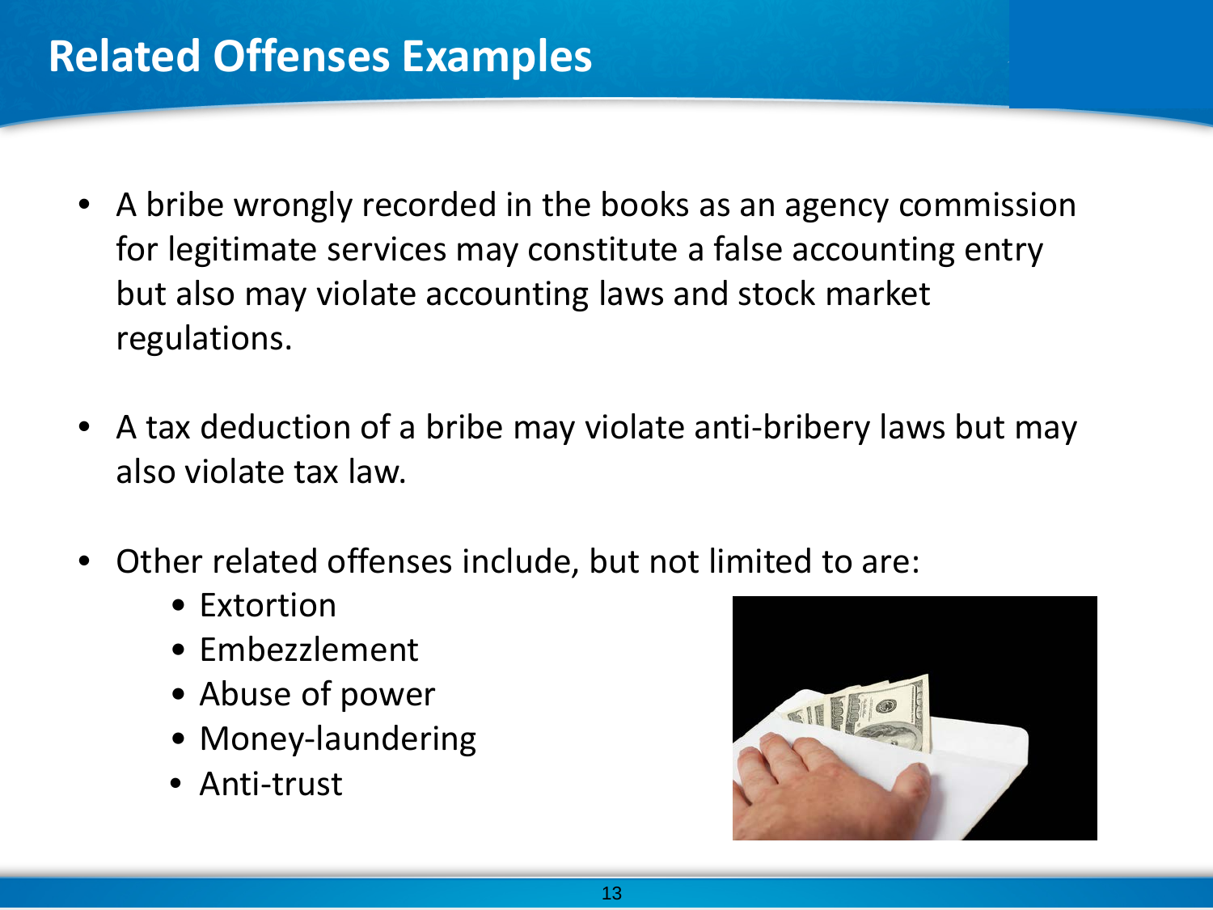# Related Offenses Examples

- A bribe wrongly recorded in the books as an agency commission for legitimate services may constitute a false accounting entry but also may violate accounting laws and stock market regulations.

- A tax deduction of a bribe may violate anti-bribery laws but may also violate tax law.

- Other related offenses include, but not limited to are:
  - Extortion
  - Embezzlement
  - Abuse of power
  - Money-laundering
  - Anti-trust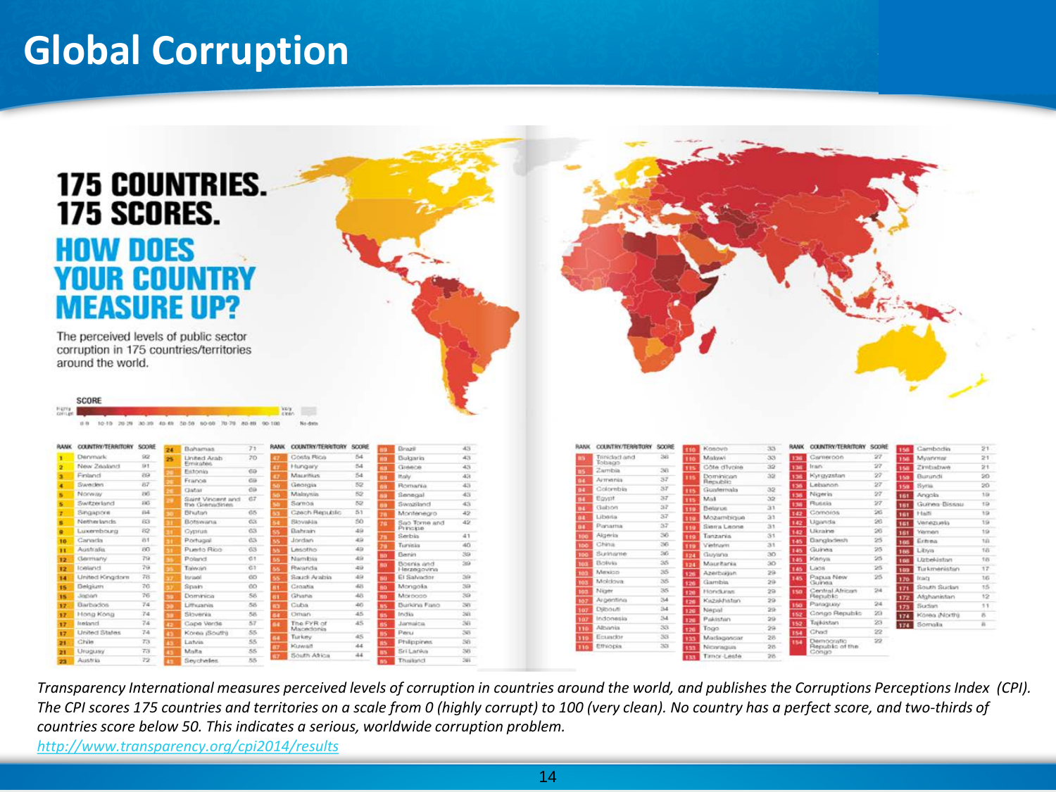# Global Corruption

## 175 COUNTRIES. 175 SCORES.

## HOW DOES YOUR COUNTRY MEASURE UP?

The perceived levels of public sector corruption in 175 countries/territories around the world.

**SCORE**

Highly corrupt — Very clean

0-9 | 10-19 | 20-29 | 30-39 | 40-49 | 50-59 | 60-69 | 70-79 | 80-89 | 90-100 | No data

| RANK | COUNTRY/TERRITORY | SCORE |
|---|---|---|
| 1 | Denmark | 92 |
| 2 | New Zealand | 91 |
| 3 | Finland | 89 |
| 4 | Sweden | 87 |
| 5 | Norway | 86 |
| 5 | Switzerland | 86 |
| 7 | Singapore | 84 |
| 8 | Netherlands | 83 |
| 9 | Luxembourg | 82 |
| 10 | Canada | 81 |
| 11 | Australia | 80 |
| 12 | Germany | 79 |
| 12 | Iceland | 79 |
| 14 | United Kingdom | 78 |
| 15 | Belgium | 76 |
| 15 | Japan | 76 |
| 17 | Barbados | 74 |
| 17 | Hong Kong | 74 |
| 17 | Ireland | 74 |
| 17 | United States | 74 |
| 21 | Chile | 73 |
| 21 | Uruguay | 73 |
| 23 | Austria | 72 |
| 24 | Bahamas | 71 |
| 25 | United Arab Emirates | 70 |
| 26 | Estonia | 69 |
| 26 | France | 69 |
| 26 | Qatar | 69 |
| 29 | Saint Vincent and the Grenadines | 67 |
| 30 | Bhutan | 65 |
| 31 | Botswana | 63 |
| 31 | Cyprus | 63 |
| 31 | Portugal | 63 |
| 31 | Puerto Rico | 63 |
| 35 | Poland | 61 |
| 35 | Taiwan | 61 |
| 37 | Israel | 60 |
| 37 | Spain | 60 |
| 39 | Dominica | 58 |
| 39 | Lithuania | 58 |
| 39 | Slovenia | 58 |
| 42 | Cape Verde | 57 |
| 43 | Korea (South) | 55 |
| 43 | Latvia | 55 |
| 43 | Malta | 55 |
| 43 | Seychelles | 55 |
| 47 | Costa Rica | 54 |
| 47 | Hungary | 54 |
| 47 | Mauritius | 54 |
| 50 | Georgia | 52 |
| 50 | Malaysia | 52 |
| 50 | Samoa | 52 |
| 53 | Czech Republic | 51 |
| 54 | Slovakia | 50 |
| 55 | Bahrain | 49 |
| 55 | Jordan | 49 |
| 55 | Lesotho | 49 |
| 55 | Namibia | 49 |
| 55 | Rwanda | 49 |
| 55 | Saudi Arabia | 49 |
| 61 | Croatia | 48 |
| 61 | Ghana | 48 |
| 63 | Cuba | 46 |
| 64 | Oman | 45 |
| 64 | The FYR of Macedonia | 45 |
| 64 | Turkey | 45 |
| 67 | Kuwait | 44 |
| 67 | South Africa | 44 |
| 69 | Brazil | 43 |
| 69 | Bulgaria | 43 |
| 69 | Greece | 43 |
| 69 | Italy | 43 |
| 69 | Romania | 43 |
| 69 | Senegal | 43 |
| 69 | Swaziland | 43 |
| 76 | Montenegro | 42 |
| 76 | Sao Tome and Principe | 42 |
| 78 | Serbia | 41 |
| 79 | Tunisia | 40 |
| 80 | Benin | 39 |
| 80 | Bosnia and Herzegovina | 39 |
| 80 | El Salvador | 39 |
| 80 | Mongolia | 39 |
| 80 | Morocco | 39 |
| 85 | Burkina Faso | 38 |
| 85 | India | 38 |
| 85 | Jamaica | 38 |
| 85 | Peru | 38 |
| 85 | Philippines | 38 |
| 85 | Sri Lanka | 38 |
| 85 | Thailand | 38 |
| 85 | Trinidad and Tobago | 38 |
| 85 | Zambia | 38 |
| 94 | Armenia | 37 |
| 94 | Colombia | 37 |
| 94 | Egypt | 37 |
| 94 | Gabon | 37 |
| 94 | Liberia | 37 |
| 94 | Panama | 37 |
| 100 | Algeria | 36 |
| 100 | China | 36 |
| 100 | Suriname | 36 |
| 103 | Bolivia | 35 |
| 103 | Mexico | 35 |
| 103 | Moldova | 35 |
| 103 | Niger | 35 |
| 107 | Argentina | 34 |
| 107 | Djibouti | 34 |
| 107 | Indonesia | 34 |
| 110 | Albania | 33 |
| 110 | Ecuador | 33 |
| 110 | Ethiopia | 33 |
| 110 | Kosovo | 33 |
| 110 | Malawi | 33 |
| 115 | Côte d'Ivoire | 32 |
| 115 | Dominican Republic | 32 |
| 115 | Guatemala | 32 |
| 115 | Mali | 32 |
| 119 | Belarus | 31 |
| 119 | Mozambique | 31 |
| 119 | Sierra Leone | 31 |
| 119 | Tanzania | 31 |
| 119 | Vietnam | 31 |
| 124 | Guyana | 30 |
| 124 | Mauritania | 30 |
| 126 | Azerbaijan | 29 |
| 126 | Gambia | 29 |
| 126 | Honduras | 29 |
| 126 | Kazakhstan | 29 |
| 126 | Nepal | 29 |
| 126 | Pakistan | 29 |
| 126 | Togo | 29 |
| 133 | Madagascar | 28 |
| 133 | Nicaragua | 28 |
| 133 | Timor-Leste | 28 |
| 136 | Cameroon | 27 |
| 136 | Iran | 27 |
| 136 | Kyrgyzstan | 27 |
| 136 | Lebanon | 27 |
| 136 | Nigeria | 27 |
| 136 | Russia | 27 |
| 142 | Comoros | 26 |
| 142 | Uganda | 26 |
| 142 | Ukraine | 26 |
| 145 | Bangladesh | 25 |
| 145 | Guinea | 25 |
| 145 | Kenya | 25 |
| 145 | Laos | 25 |
| 145 | Papua New Guinea | 25 |
| 150 | Central African Republic | 24 |
| 150 | Paraguay | 24 |
| 152 | Congo Republic | 23 |
| 152 | Tajikistan | 23 |
| 154 | Chad | 22 |
| 154 | Democratic Republic of the Congo | 22 |
| 156 | Cambodia | 21 |
| 156 | Myanmar | 21 |
| 156 | Zimbabwe | 21 |
| 159 | Burundi | 20 |
| 159 | Syria | 20 |
| 161 | Angola | 19 |
| 161 | Guinea-Bissau | 19 |
| 161 | Haiti | 19 |
| 161 | Venezuela | 19 |
| 161 | Yemen | 19 |
| 166 | Eritrea | 18 |
| 166 | Libya | 18 |
| 166 | Uzbekistan | 18 |
| 169 | Turkmenistan | 17 |
| 170 | Iraq | 16 |
| 171 | South Sudan | 15 |
| 172 | Afghanistan | 12 |
| 173 | Sudan | 11 |
| 174 | Korea (North) | 8 |
| 174 | Somalia | 8 |

*Transparency International measures perceived levels of corruption in countries around the world, and publishes the Corruptions Perceptions Index (CPI). The CPI scores 175 countries and territories on a scale from 0 (highly corrupt) to 100 (very clean). No country has a perfect score, and two-thirds of countries score below 50. This indicates a serious, worldwide corruption problem.*

http://www.transparency.org/cpi2014/results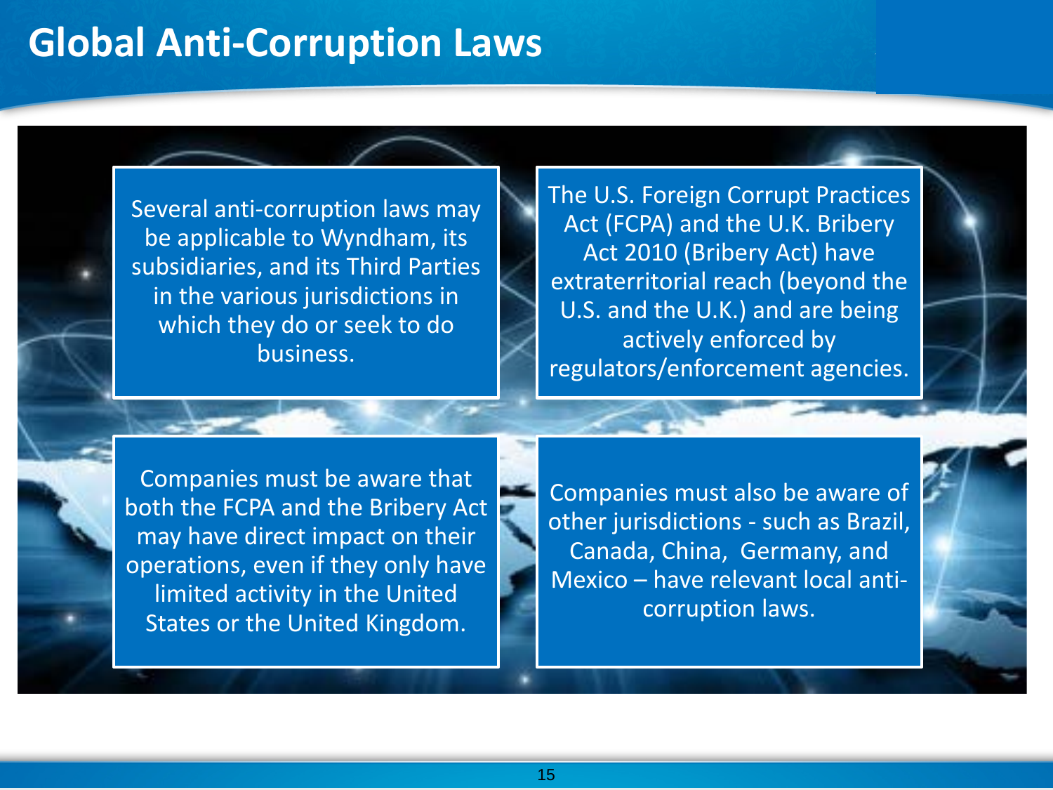# Global Anti-Corruption Laws

Several anti-corruption laws may be applicable to Wyndham, its subsidiaries, and its Third Parties in the various jurisdictions in which they do or seek to do business.

The U.S. Foreign Corrupt Practices Act (FCPA) and the U.K. Bribery Act 2010 (Bribery Act) have extraterritorial reach (beyond the U.S. and the U.K.) and are being actively enforced by regulators/enforcement agencies.

Companies must be aware that both the FCPA and the Bribery Act may have direct impact on their operations, even if they only have limited activity in the United States or the United Kingdom.

Companies must also be aware of other jurisdictions - such as Brazil, Canada, China, Germany, and Mexico – have relevant local anti-corruption laws.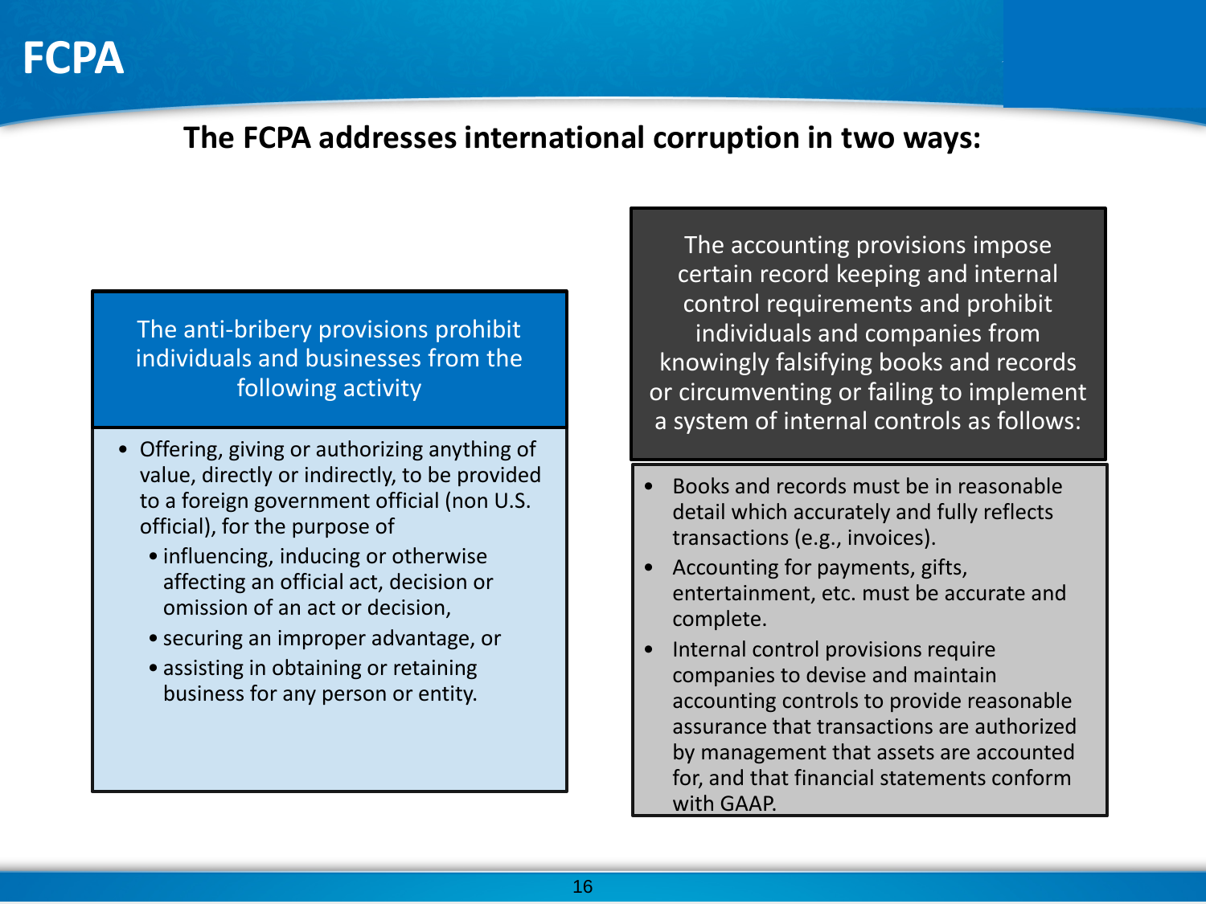# FCPA

**The FCPA addresses international corruption in two ways:**

The anti-bribery provisions prohibit individuals and businesses from the following activity

- Offering, giving or authorizing anything of value, directly or indirectly, to be provided to a foreign government official (non U.S. official), for the purpose of
  - influencing, inducing or otherwise affecting an official act, decision or omission of an act or decision,
  - securing an improper advantage, or
  - assisting in obtaining or retaining business for any person or entity.

The accounting provisions impose certain record keeping and internal control requirements and prohibit individuals and companies from knowingly falsifying books and records or circumventing or failing to implement a system of internal controls as follows:

- Books and records must be in reasonable detail which accurately and fully reflects transactions (e.g., invoices).
- Accounting for payments, gifts, entertainment, etc. must be accurate and complete.
- Internal control provisions require companies to devise and maintain accounting controls to provide reasonable assurance that transactions are authorized by management that assets are accounted for, and that financial statements conform with GAAP.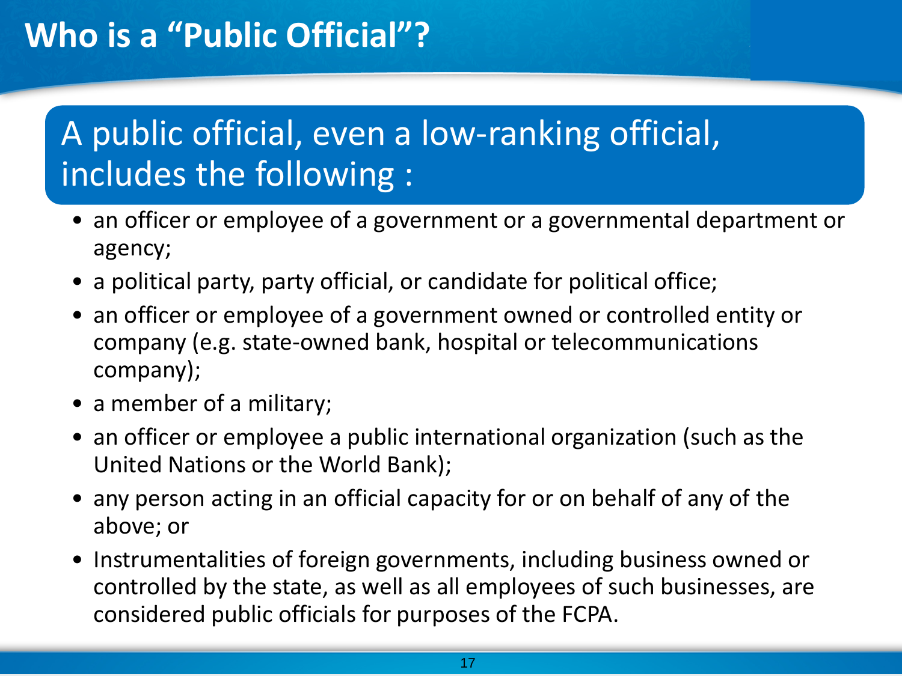# Who is a "Public Official"?

## A public official, even a low-ranking official, includes the following :

- an officer or employee of a government or a governmental department or agency;
- a political party, party official, or candidate for political office;
- an officer or employee of a government owned or controlled entity or company (e.g. state-owned bank, hospital or telecommunications company);
- a member of a military;
- an officer or employee a public international organization (such as the United Nations or the World Bank);
- any person acting in an official capacity for or on behalf of any of the above; or
- Instrumentalities of foreign governments, including business owned or controlled by the state, as well as all employees of such businesses, are considered public officials for purposes of the FCPA.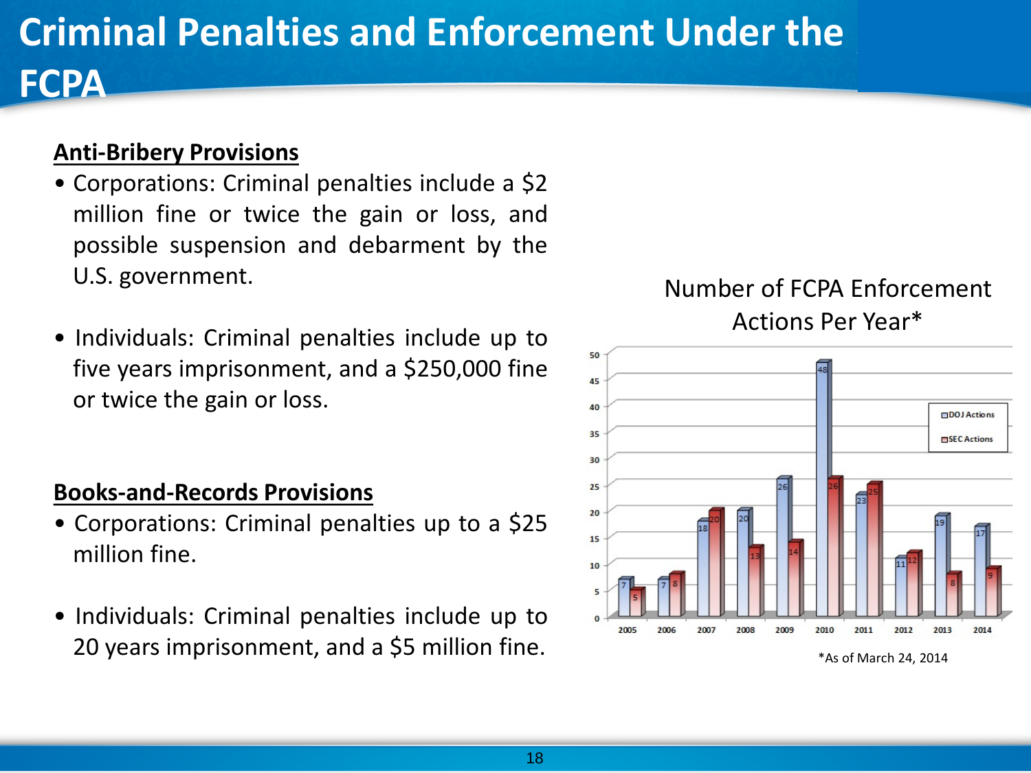# Criminal Penalties and Enforcement Under the FCPA

## Anti-Bribery Provisions

- Corporations: Criminal penalties include a $2 million fine or twice the gain or loss, and possible suspension and debarment by the U.S. government.
- Individuals: Criminal penalties include up to five years imprisonment, and a $250,000 fine or twice the gain or loss.

## Books-and-Records Provisions

- Corporations: Criminal penalties up to a $25 million fine.
- Individuals: Criminal penalties include up to 20 years imprisonment, and a $5 million fine.

Number of FCPA Enforcement Actions Per Year*

| Year | DOJ Actions | SEC Actions |
|---|---|---|
| 2005 | 7 | 5 |
| 2006 | 7 | 8 |
| 2007 | 18 | 20 |
| 2008 | 20 | 13 |
| 2009 | 26 | 14 |
| 2010 | 48 | 26 |
| 2011 | 23 | 25 |
| 2012 | 11 | 12 |
| 2013 | 19 | 8 |
| 2014 | 17 | 9 |

*As of March 24, 2014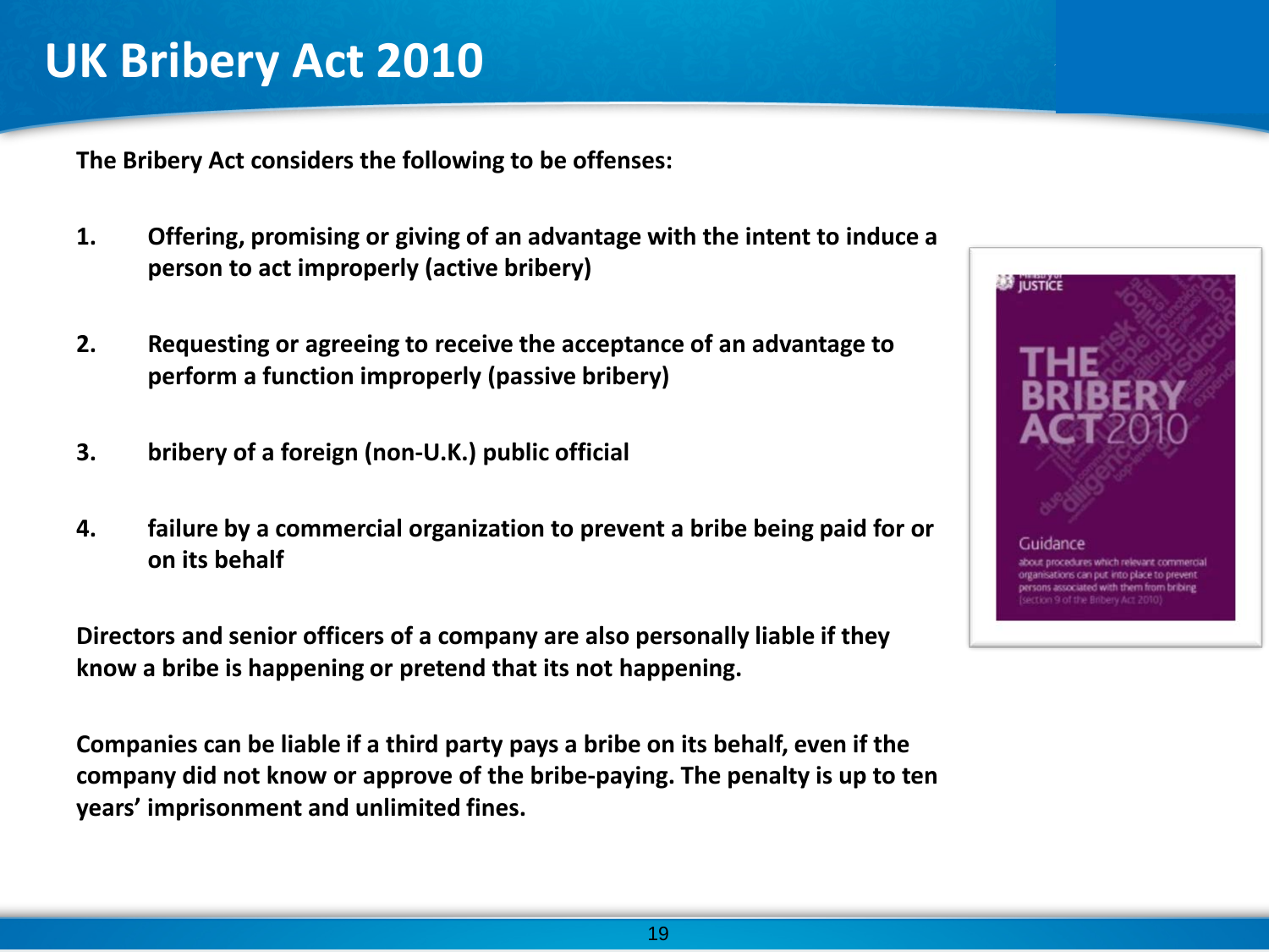# UK Bribery Act 2010

**The Bribery Act considers the following to be offenses:**

1. **Offering, promising or giving of an advantage with the intent to induce a person to act improperly (active bribery)**

2. **Requesting or agreeing to receive the acceptance of an advantage to perform a function improperly (passive bribery)**

3. **bribery of a foreign (non-U.K.) public official**

4. **failure by a commercial organization to prevent a bribe being paid for or on its behalf**

**Directors and senior officers of a company are also personally liable if they know a bribe is happening or pretend that its not happening.**

**Companies can be liable if a third party pays a bribe on its behalf, even if the company did not know or approve of the bribe-paying. The penalty is up to ten years' imprisonment and unlimited fines.**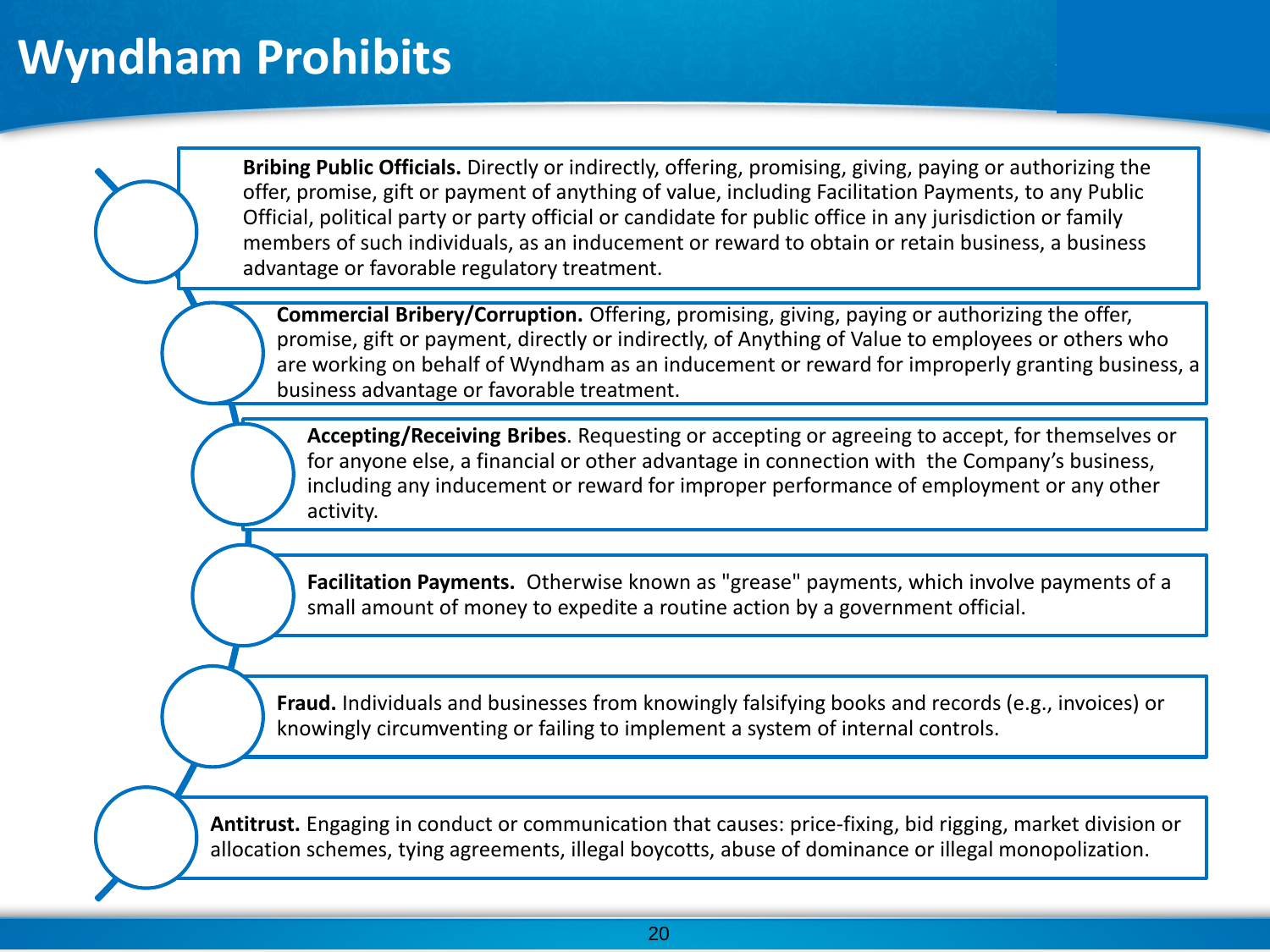# Wyndham Prohibits

- **Bribing Public Officials.** Directly or indirectly, offering, promising, giving, paying or authorizing the offer, promise, gift or payment of anything of value, including Facilitation Payments, to any Public Official, political party or party official or candidate for public office in any jurisdiction or family members of such individuals, as an inducement or reward to obtain or retain business, a business advantage or favorable regulatory treatment.
- **Commercial Bribery/Corruption.** Offering, promising, giving, paying or authorizing the offer, promise, gift or payment, directly or indirectly, of Anything of Value to employees or others who are working on behalf of Wyndham as an inducement or reward for improperly granting business, a business advantage or favorable treatment.
- **Accepting/Receiving Bribes**. Requesting or accepting or agreeing to accept, for themselves or for anyone else, a financial or other advantage in connection with the Company's business, including any inducement or reward for improper performance of employment or any other activity.
- **Facilitation Payments.** Otherwise known as "grease" payments, which involve payments of a small amount of money to expedite a routine action by a government official.
- **Fraud.** Individuals and businesses from knowingly falsifying books and records (e.g., invoices) or knowingly circumventing or failing to implement a system of internal controls.
- **Antitrust.** Engaging in conduct or communication that causes: price-fixing, bid rigging, market division or allocation schemes, tying agreements, illegal boycotts, abuse of dominance or illegal monopolization.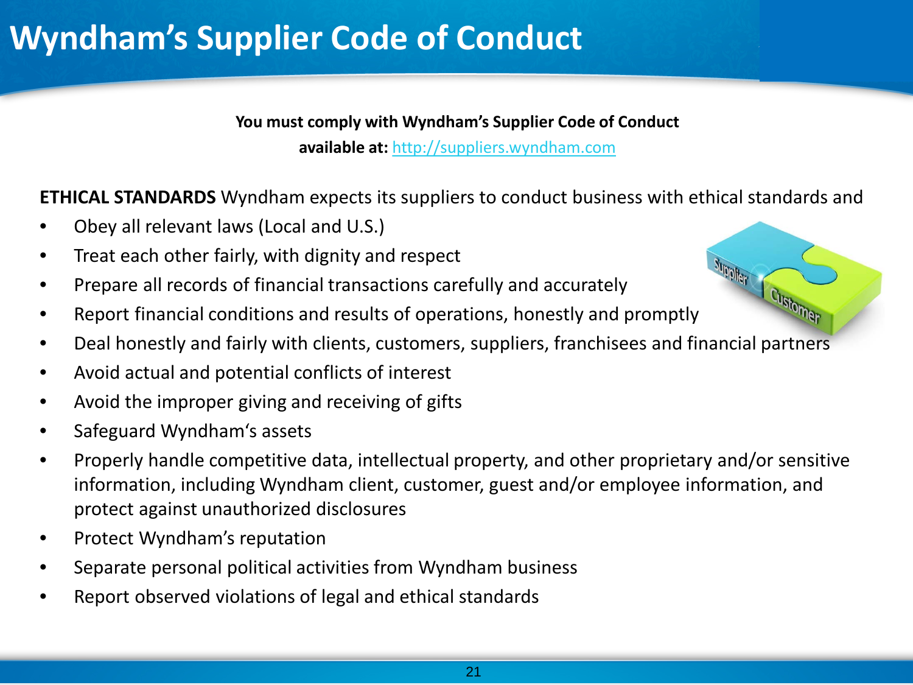# Wyndham's Supplier Code of Conduct

**You must comply with Wyndham's Supplier Code of Conduct**
**available at:** http://suppliers.wyndham.com

**ETHICAL STANDARDS** Wyndham expects its suppliers to conduct business with ethical standards and

- Obey all relevant laws (Local and U.S.)
- Treat each other fairly, with dignity and respect
- Prepare all records of financial transactions carefully and accurately
- Report financial conditions and results of operations, honestly and promptly
- Deal honestly and fairly with clients, customers, suppliers, franchisees and financial partners
- Avoid actual and potential conflicts of interest
- Avoid the improper giving and receiving of gifts
- Safeguard Wyndham's assets
- Properly handle competitive data, intellectual property, and other proprietary and/or sensitive information, including Wyndham client, customer, guest and/or employee information, and protect against unauthorized disclosures
- Protect Wyndham's reputation
- Separate personal political activities from Wyndham business
- Report observed violations of legal and ethical standards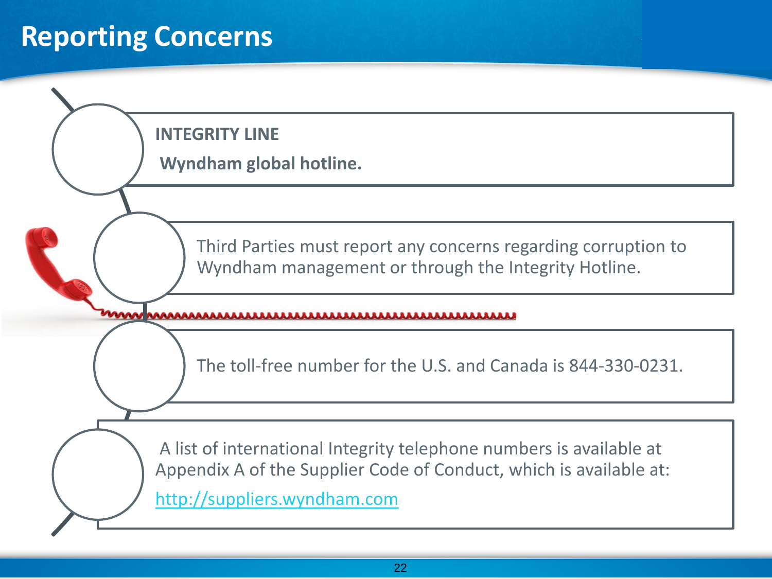# Reporting Concerns

**INTEGRITY LINE**

**Wyndham global hotline.**

Third Parties must report any concerns regarding corruption to Wyndham management or through the Integrity Hotline.

The toll-free number for the U.S. and Canada is 844-330-0231.

A list of international Integrity telephone numbers is available at Appendix A of the Supplier Code of Conduct, which is available at:

[http://suppliers.wyndham.com](http://suppliers.wyndham.com)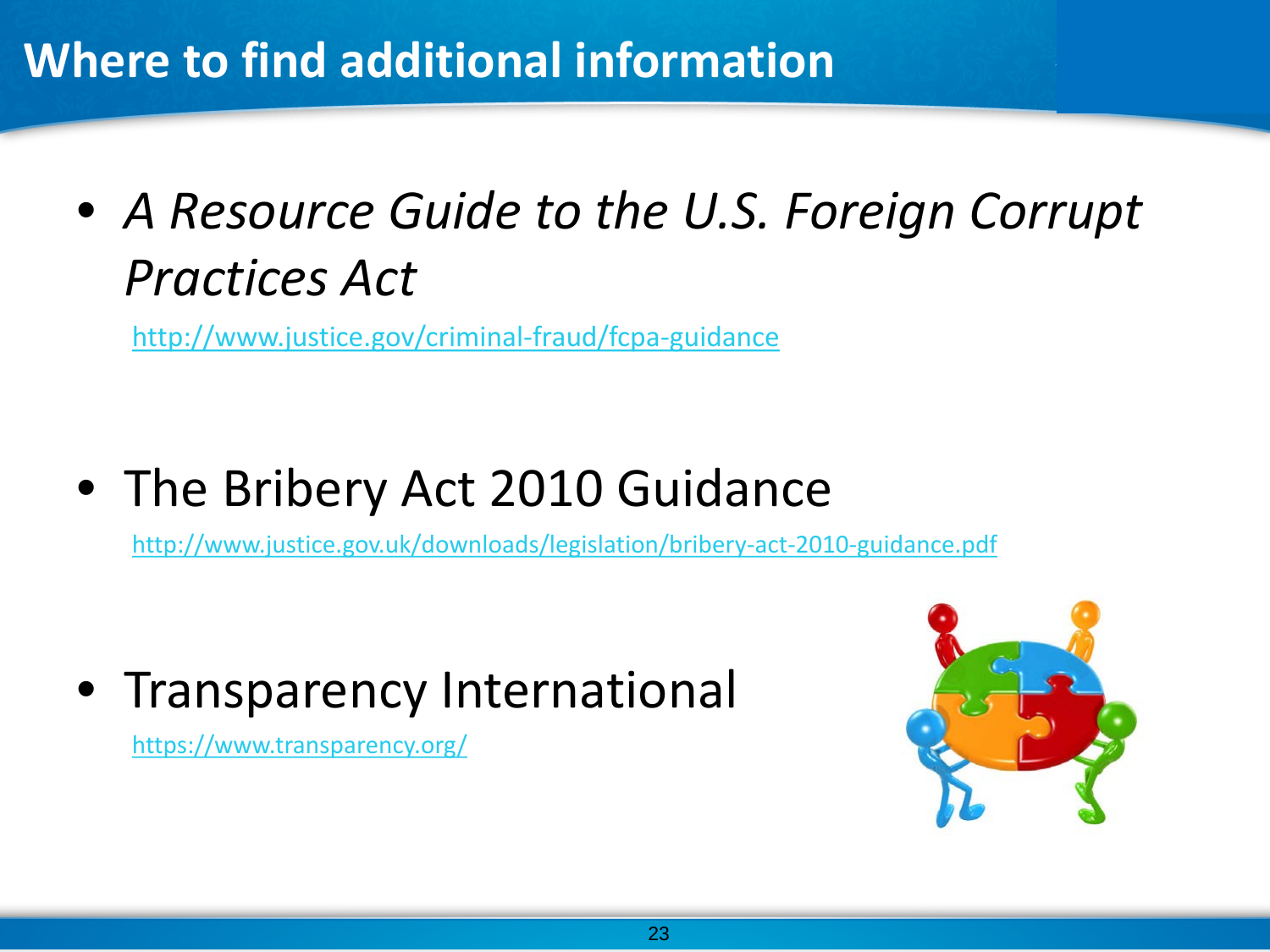# Where to find additional information

- *A Resource Guide to the U.S. Foreign Corrupt Practices Act*

  http://www.justice.gov/criminal-fraud/fcpa-guidance

- The Bribery Act 2010 Guidance

  http://www.justice.gov.uk/downloads/legislation/bribery-act-2010-guidance.pdf

- Transparency International

  https://www.transparency.org/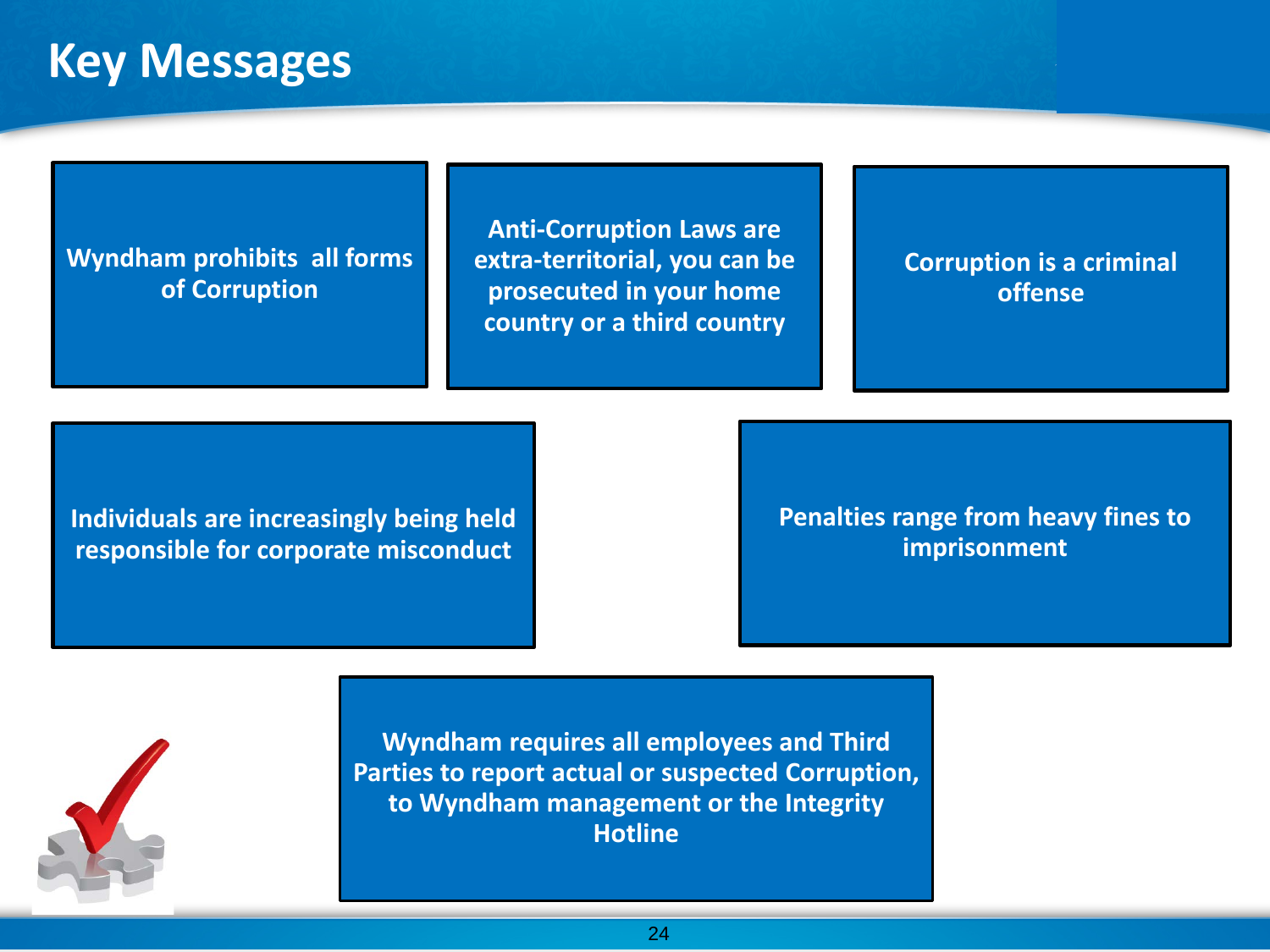# Key Messages

Wyndham prohibits all forms of Corruption

Anti-Corruption Laws are extra-territorial, you can be prosecuted in your home country or a third country

Corruption is a criminal offense

Individuals are increasingly being held responsible for corporate misconduct

Penalties range from heavy fines to imprisonment

Wyndham requires all employees and Third Parties to report actual or suspected Corruption, to Wyndham management or the Integrity Hotline